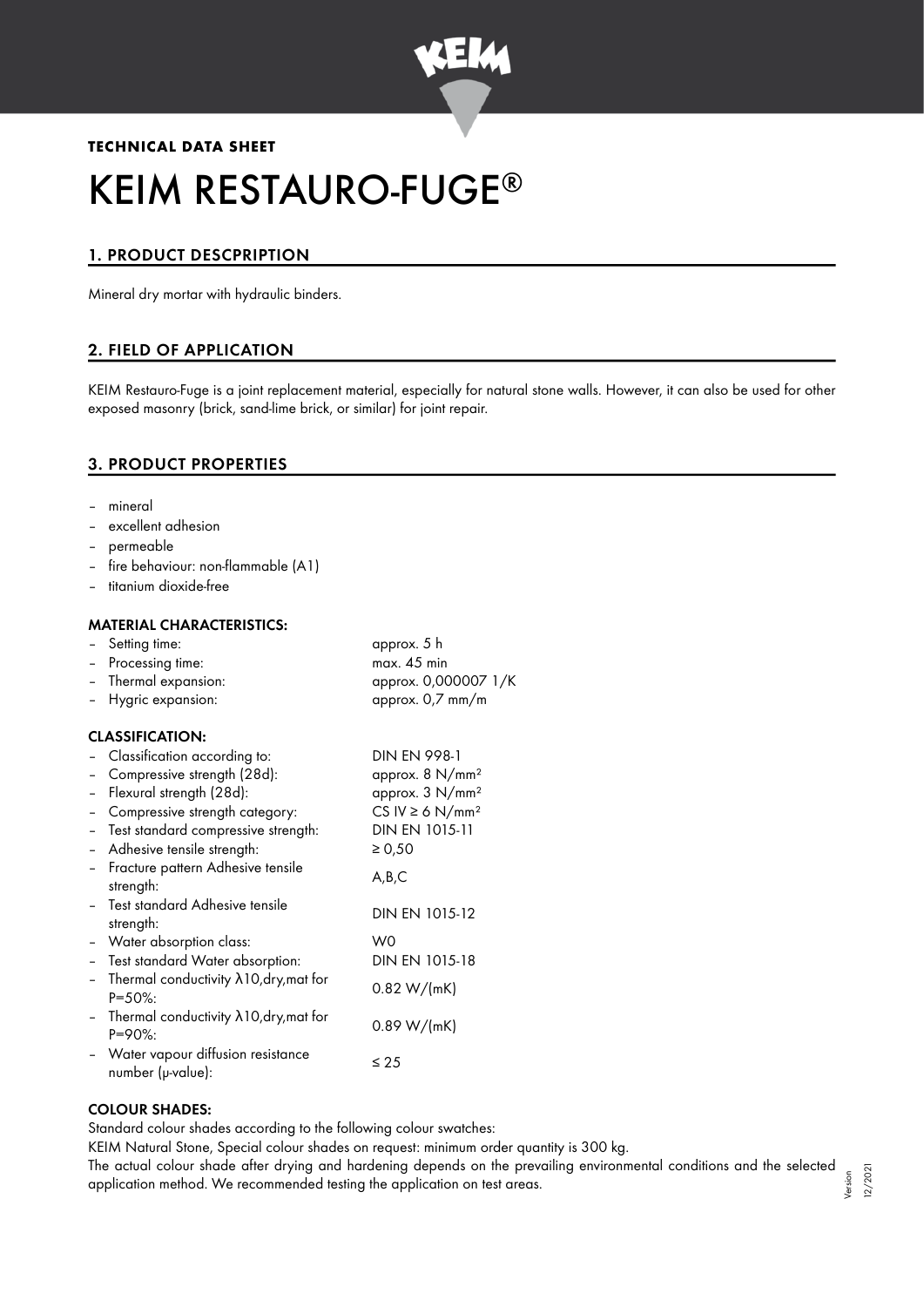**TECHNICAL DATA SHEET**

# KEIM RESTAURO-FUGE®

## 1. PRODUCT DESCPRIPTION

Mineral dry mortar with hydraulic binders.

## 2. FIELD OF APPLICATION

KEIM Restauro-Fuge is a joint replacement material, especially for natural stone walls. However, it can also be used for other exposed masonry (brick, sand-lime brick, or similar) for joint repair.

## 3. PRODUCT PROPERTIES

- mineral
- excellent adhesion
- permeable
- fire behaviour: non-flammable (A1)
- titanium dioxide-free

### MATERIAL CHARACTERISTICS:

- Setting time: approx. 5 h
- Processing time: max. 45 min
- Thermal expansion: approx. 0,000007 1/K
- Hygric expansion: approx. 0,7 mm/m

### CLASSIFICATION:

- Classification according to: DIN EN 998-1
- Compressive strength (28d): approx. 8 N/mm²
- Flexural strength (28d): approx. 3 N/mm²
- Compressive strength category: CS IV ≥ 6 N/mm²
- Test standard compressive strength: DIN EN 1015-11
- Adhesive tensile strength: ≥ 0,50
- Fracture pattern Adhesive tensile strength: A,B,C
- Test standard Adhesive tensile strength: DIN EN 1015-12
- Water absorption class: W0
- Test standard Water absorption: DIN EN 1015-18
- Thermal conductivity $\lambda_{10,dry,mat}$ for P=50%: 0.82 W/(mK)
- Thermal conductivity $\lambda_{10,dry,mat}$ for P=90%: 0.89 W/(mK)
- Water vapour diffusion resistance number (μ-value): ≤ 25

### COLOUR SHADES:

Standard colour shades according to the following colour swatches:

KEIM Natural Stone, Special colour shades on request: minimum order quantity is 300 kg.

The actual colour shade after drying and hardening depends on the prevailing environmental conditions and the selected application method. We recommended testing the application on test areas.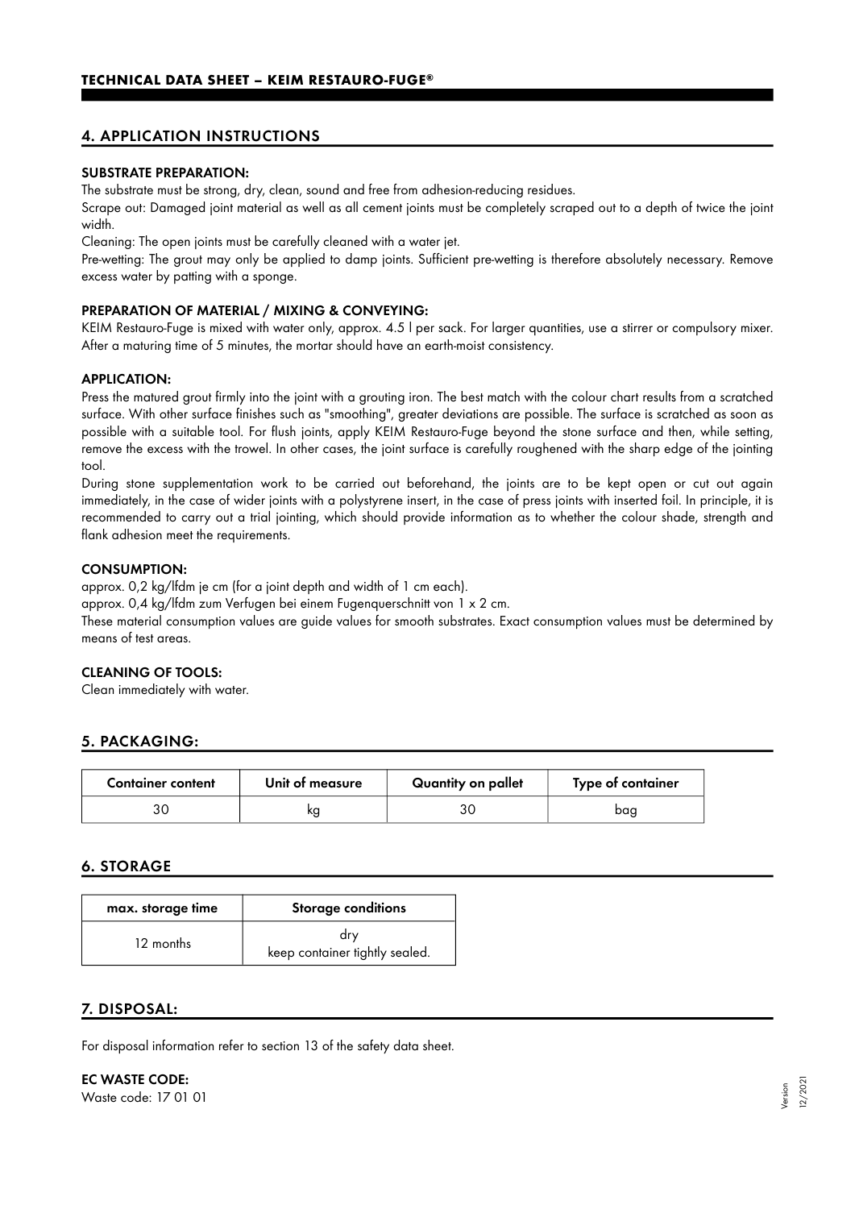## 4. APPLICATION INSTRUCTIONS

### SUBSTRATE PREPARATION:

The substrate must be strong, dry, clean, sound and free from adhesion-reducing residues.

Scrape out: Damaged joint material as well as all cement joints must be completely scraped out to a depth of twice the joint width.

Cleaning: The open joints must be carefully cleaned with a water jet.

Pre-wetting: The grout may only be applied to damp joints. Sufficient pre-wetting is therefore absolutely necessary. Remove excess water by patting with a sponge.

### PREPARATION OF MATERIAL / MIXING & CONVEYING:

KEIM Restauro-Fuge is mixed with water only, approx. 4.5 l per sack. For larger quantities, use a stirrer or compulsory mixer. After a maturing time of 5 minutes, the mortar should have an earth-moist consistency.

### APPLICATION:

Press the matured grout firmly into the joint with a grouting iron. The best match with the colour chart results from a scratched surface. With other surface finishes such as "smoothing", greater deviations are possible. The surface is scratched as soon as possible with a suitable tool. For flush joints, apply KEIM Restauro-Fuge beyond the stone surface and then, while setting, remove the excess with the trowel. In other cases, the joint surface is carefully roughened with the sharp edge of the jointing tool.

During stone supplementation work to be carried out beforehand, the joints are to be kept open or cut out again immediately, in the case of wider joints with a polystyrene insert, in the case of press joints with inserted foil. In principle, it is recommended to carry out a trial jointing, which should provide information as to whether the colour shade, strength and flank adhesion meet the requirements.

### CONSUMPTION:

approx. 0,2 kg/lfdm je cm (for a joint depth and width of 1 cm each).

approx. 0,4 kg/lfdm zum Verfugen bei einem Fugenquerschnitt von 1 x 2 cm.

These material consumption values are guide values for smooth substrates. Exact consumption values must be determined by means of test areas.

### CLEANING OF TOOLS:

Clean immediately with water.

## 5. PACKAGING:

| Container content | Unit of measure | Quantity on pallet | Type of container |
|---|---|---|---|
| 30 | kg | 30 | bag |

## 6. STORAGE

| max. storage time | Storage conditions |
|---|---|
| 12 months | dry<br>keep container tightly sealed. |

## 7. DISPOSAL:

For disposal information refer to section 13 of the safety data sheet.

### EC WASTE CODE:

Waste code: 17 01 01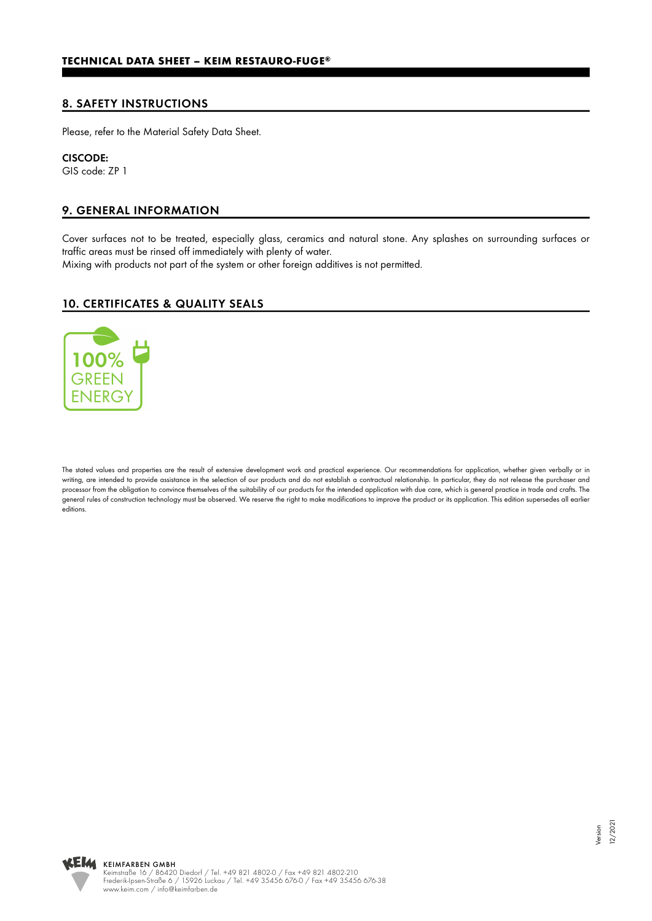## 8. SAFETY INSTRUCTIONS

Please, refer to the Material Safety Data Sheet.

**CISCODE:**
GIS code: ZP 1

## 9. GENERAL INFORMATION

Cover surfaces not to be treated, especially glass, ceramics and natural stone. Any splashes on surrounding surfaces or traffic areas must be rinsed off immediately with plenty of water.
Mixing with products not part of the system or other foreign additives is not permitted.

## 10. CERTIFICATES & QUALITY SEALS

100% GREEN ENERGY

The stated values and properties are the result of extensive development work and practical experience. Our recommendations for application, whether given verbally or in writing, are intended to provide assistance in the selection of our products and do not establish a contractual relationship. In particular, they do not release the purchaser and processor from the obligation to convince themselves of the suitability of our products for the intended application with due care, which is general practice in trade and crafts. The general rules of construction technology must be observed. We reserve the right to make modifications to improve the product or its application. This edition supersedes all earlier editions.

**KEIMFARBEN GMBH**
Keimstraße 16 / 86420 Diedorf / Tel. +49 821 4802-0 / Fax +49 821 4802-210
Frederik-Ipsen-Straße 6 / 15926 Luckau / Tel. +49 35456 676-0 / Fax +49 35456 676-38
www.keim.com / info@keimfarben.de

Version 12/2021